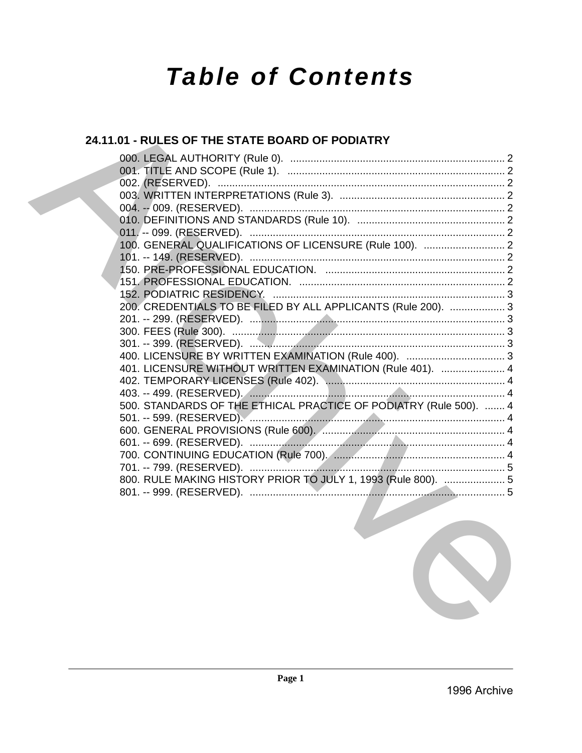# Table of Contents

## 24.11.01 - RULES OF THE STATE BOARD OF PODIATRY

000. LEGAL AUTHORITY (Rule 0). .......... 2
001. TITLE AND SCOPE (Rule 1). .......... 2
002. (RESERVED). .......... 2
003. WRITTEN INTERPRETATIONS (Rule 3). .......... 2
004. -- 009. (RESERVED). .......... 2
010. DEFINITIONS AND STANDARDS (Rule 10). .......... 2
011. -- 099. (RESERVED). .......... 2
100. GENERAL QUALIFICATIONS OF LICENSURE (Rule 100). .......... 2
101. -- 149. (RESERVED). .......... 2
150. PRE-PROFESSIONAL EDUCATION. .......... 2
151. PROFESSIONAL EDUCATION. .......... 2
152. PODIATRIC RESIDENCY. .......... 3
200. CREDENTIALS TO BE FILED BY ALL APPLICANTS (Rule 200). .......... 3
201. -- 299. (RESERVED). .......... 3
300. FEES (Rule 300). .......... 3
301. -- 399. (RESERVED). .......... 3
400. LICENSURE BY WRITTEN EXAMINATION (Rule 400). .......... 3
401. LICENSURE WITHOUT WRITTEN EXAMINATION (Rule 401). .......... 4
402. TEMPORARY LICENSES (Rule 402). .......... 4
403. -- 499. (RESERVED). .......... 4
500. STANDARDS OF THE ETHICAL PRACTICE OF PODIATRY (Rule 500). .......... 4
501. -- 599. (RESERVED). .......... 4
600. GENERAL PROVISIONS (Rule 600). .......... 4
601. -- 699. (RESERVED). .......... 4
700. CONTINUING EDUCATION (Rule 700). .......... 4
701. -- 799. (RESERVED). .......... 5
800. RULE MAKING HISTORY PRIOR TO JULY 1, 1993 (Rule 800). .......... 5
801. -- 999. (RESERVED). .......... 5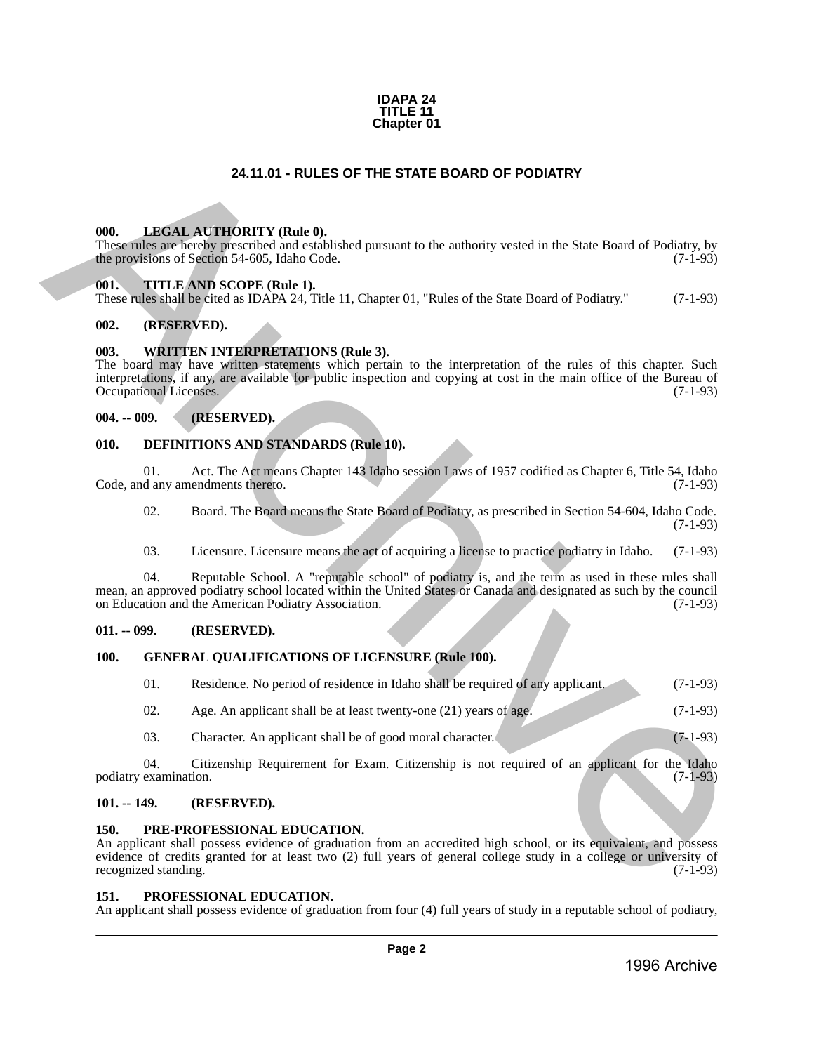IDAPA 24
TITLE 11
Chapter 01

# 24.11.01 - RULES OF THE STATE BOARD OF PODIATRY

**000. LEGAL AUTHORITY (Rule 0).**
These rules are hereby prescribed and established pursuant to the authority vested in the State Board of Podiatry, by the provisions of Section 54-605, Idaho Code. (7-1-93)

**001. TITLE AND SCOPE (Rule 1).**
These rules shall be cited as IDAPA 24, Title 11, Chapter 01, "Rules of the State Board of Podiatry." (7-1-93)

**002. (RESERVED).**

**003. WRITTEN INTERPRETATIONS (Rule 3).**
The board may have written statements which pertain to the interpretation of the rules of this chapter. Such interpretations, if any, are available for public inspection and copying at cost in the main office of the Bureau of Occupational Licenses. (7-1-93)

**004. -- 009. (RESERVED).**

**010. DEFINITIONS AND STANDARDS (Rule 10).**

01. Act. The Act means Chapter 143 Idaho session Laws of 1957 codified as Chapter 6, Title 54, Idaho Code, and any amendments thereto. (7-1-93)

02. Board. The Board means the State Board of Podiatry, as prescribed in Section 54-604, Idaho Code. (7-1-93)

03. Licensure. Licensure means the act of acquiring a license to practice podiatry in Idaho. (7-1-93)

04. Reputable School. A "reputable school" of podiatry is, and the term as used in these rules shall mean, an approved podiatry school located within the United States or Canada and designated as such by the council on Education and the American Podiatry Association. (7-1-93)

**011. -- 099. (RESERVED).**

**100. GENERAL QUALIFICATIONS OF LICENSURE (Rule 100).**

01. Residence. No period of residence in Idaho shall be required of any applicant. (7-1-93)

02. Age. An applicant shall be at least twenty-one (21) years of age. (7-1-93)

03. Character. An applicant shall be of good moral character. (7-1-93)

04. Citizenship Requirement for Exam. Citizenship is not required of an applicant for the Idaho podiatry examination. (7-1-93)

**101. -- 149. (RESERVED).**

**150. PRE-PROFESSIONAL EDUCATION.**
An applicant shall possess evidence of graduation from an accredited high school, or its equivalent, and possess evidence of credits granted for at least two (2) full years of general college study in a college or university of recognized standing. (7-1-93)

**151. PROFESSIONAL EDUCATION.**
An applicant shall possess evidence of graduation from four (4) full years of study in a reputable school of podiatry,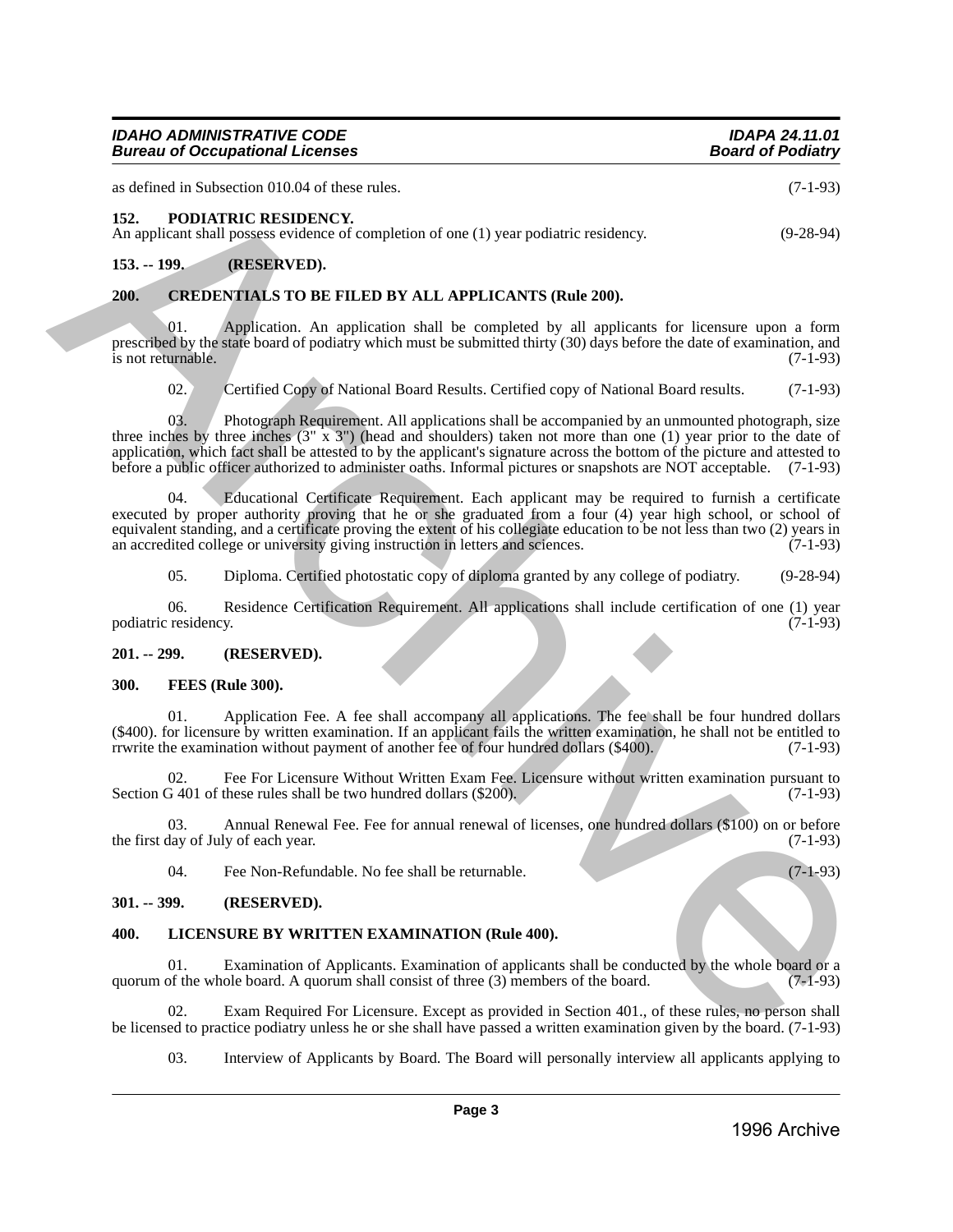as defined in Subsection 010.04 of these rules. (7-1-93)

**152. PODIATRIC RESIDENCY.**

An applicant shall possess evidence of completion of one (1) year podiatric residency. (9-28-94)

**153. -- 199. (RESERVED).**

**200. CREDENTIALS TO BE FILED BY ALL APPLICANTS (Rule 200).**

01. Application. An application shall be completed by all applicants for licensure upon a form prescribed by the state board of podiatry which must be submitted thirty (30) days before the date of examination, and is not returnable. (7-1-93)

02. Certified Copy of National Board Results. Certified copy of National Board results. (7-1-93)

03. Photograph Requirement. All applications shall be accompanied by an unmounted photograph, size three inches by three inches (3" x 3") (head and shoulders) taken not more than one (1) year prior to the date of application, which fact shall be attested to by the applicant's signature across the bottom of the picture and attested to before a public officer authorized to administer oaths. Informal pictures or snapshots are NOT acceptable. (7-1-93)

04. Educational Certificate Requirement. Each applicant may be required to furnish a certificate executed by proper authority proving that he or she graduated from a four (4) year high school, or school of equivalent standing, and a certificate proving the extent of his collegiate education to be not less than two (2) years in an accredited college or university giving instruction in letters and sciences. (7-1-93)

05. Diploma. Certified photostatic copy of diploma granted by any college of podiatry. (9-28-94)

06. Residence Certification Requirement. All applications shall include certification of one (1) year podiatric residency. (7-1-93)

**201. -- 299. (RESERVED).**

**300. FEES (Rule 300).**

01. Application Fee. A fee shall accompany all applications. The fee shall be four hundred dollars ($400). for licensure by written examination. If an applicant fails the written examination, he shall not be entitled to rrwrite the examination without payment of another fee of four hundred dollars ($400). (7-1-93)

02. Fee For Licensure Without Written Exam Fee. Licensure without written examination pursuant to Section G 401 of these rules shall be two hundred dollars ($200). (7-1-93)

03. Annual Renewal Fee. Fee for annual renewal of licenses, one hundred dollars ($100) on or before the first day of July of each year. (7-1-93)

04. Fee Non-Refundable. No fee shall be returnable. (7-1-93)

**301. -- 399. (RESERVED).**

**400. LICENSURE BY WRITTEN EXAMINATION (Rule 400).**

01. Examination of Applicants. Examination of applicants shall be conducted by the whole board or a quorum of the whole board. A quorum shall consist of three (3) members of the board. (7-1-93)

02. Exam Required For Licensure. Except as provided in Section 401., of these rules, no person shall be licensed to practice podiatry unless he or she shall have passed a written examination given by the board. (7-1-93)

03. Interview of Applicants by Board. The Board will personally interview all applicants applying to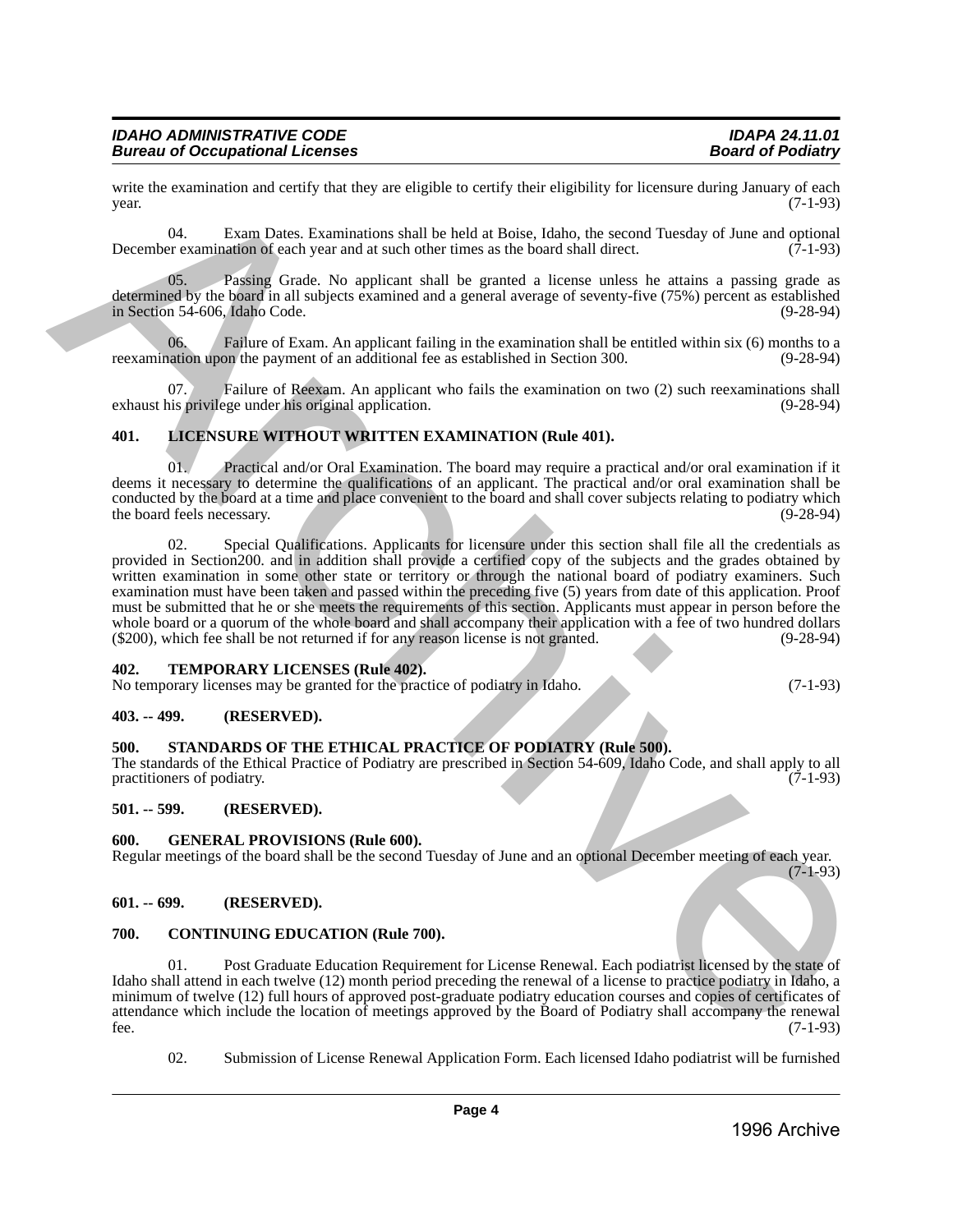write the examination and certify that they are eligible to certify their eligibility for licensure during January of each year. (7-1-93)

04. Exam Dates. Examinations shall be held at Boise, Idaho, the second Tuesday of June and optional December examination of each year and at such other times as the board shall direct. (7-1-93)

05. Passing Grade. No applicant shall be granted a license unless he attains a passing grade as determined by the board in all subjects examined and a general average of seventy-five (75%) percent as established in Section 54-606, Idaho Code. (9-28-94)

06. Failure of Exam. An applicant failing in the examination shall be entitled within six (6) months to a reexamination upon the payment of an additional fee as established in Section 300. (9-28-94)

07. Failure of Reexam. An applicant who fails the examination on two (2) such reexaminations shall exhaust his privilege under his original application. (9-28-94)

**401. LICENSURE WITHOUT WRITTEN EXAMINATION (Rule 401).**

01. Practical and/or Oral Examination. The board may require a practical and/or oral examination if it deems it necessary to determine the qualifications of an applicant. The practical and/or oral examination shall be conducted by the board at a time and place convenient to the board and shall cover subjects relating to podiatry which the board feels necessary. (9-28-94)

02. Special Qualifications. Applicants for licensure under this section shall file all the credentials as provided in Section200. and in addition shall provide a certified copy of the subjects and the grades obtained by written examination in some other state or territory or through the national board of podiatry examiners. Such examination must have been taken and passed within the preceding five (5) years from date of this application. Proof must be submitted that he or she meets the requirements of this section. Applicants must appear in person before the whole board or a quorum of the whole board and shall accompany their application with a fee of two hundred dollars ($200), which fee shall be not returned if for any reason license is not granted. (9-28-94)

**402. TEMPORARY LICENSES (Rule 402).**

No temporary licenses may be granted for the practice of podiatry in Idaho. (7-1-93)

**403. -- 499. (RESERVED).**

**500. STANDARDS OF THE ETHICAL PRACTICE OF PODIATRY (Rule 500).**

The standards of the Ethical Practice of Podiatry are prescribed in Section 54-609, Idaho Code, and shall apply to all practitioners of podiatry. (7-1-93)

**501. -- 599. (RESERVED).**

**600. GENERAL PROVISIONS (Rule 600).**

Regular meetings of the board shall be the second Tuesday of June and an optional December meeting of each year. (7-1-93)

**601. -- 699. (RESERVED).**

**700. CONTINUING EDUCATION (Rule 700).**

01. Post Graduate Education Requirement for License Renewal. Each podiatrist licensed by the state of Idaho shall attend in each twelve (12) month period preceding the renewal of a license to practice podiatry in Idaho, a minimum of twelve (12) full hours of approved post-graduate podiatry education courses and copies of certificates of attendance which include the location of meetings approved by the Board of Podiatry shall accompany the renewal fee. (7-1-93)

02. Submission of License Renewal Application Form. Each licensed Idaho podiatrist will be furnished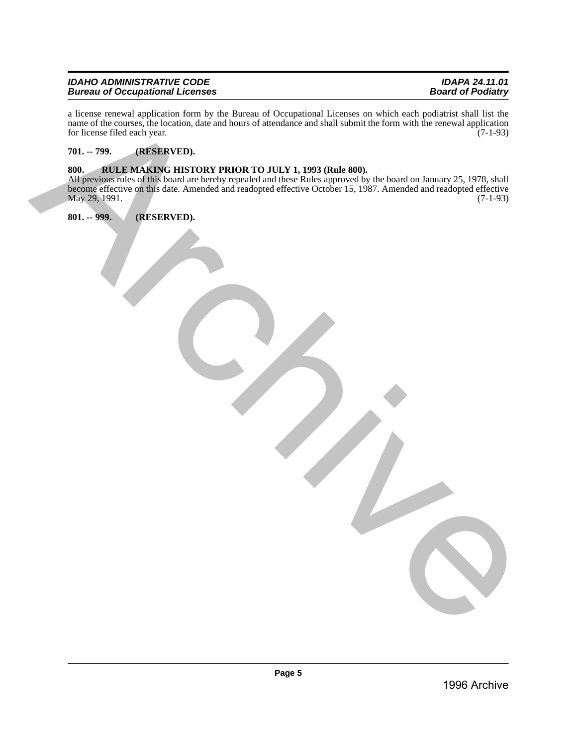a license renewal application form by the Bureau of Occupational Licenses on which each podiatrist shall list the name of the courses, the location, date and hours of attendance and shall submit the form with the renewal application for license filed each year. (7-1-93)

**701. -- 799. (RESERVED).**

**800. RULE MAKING HISTORY PRIOR TO JULY 1, 1993 (Rule 800).**

All previous rules of this board are hereby repealed and these Rules approved by the board on January 25, 1978, shall become effective on this date. Amended and readopted effective October 15, 1987. Amended and readopted effective May 29, 1991. (7-1-93)

**801. -- 999. (RESERVED).**